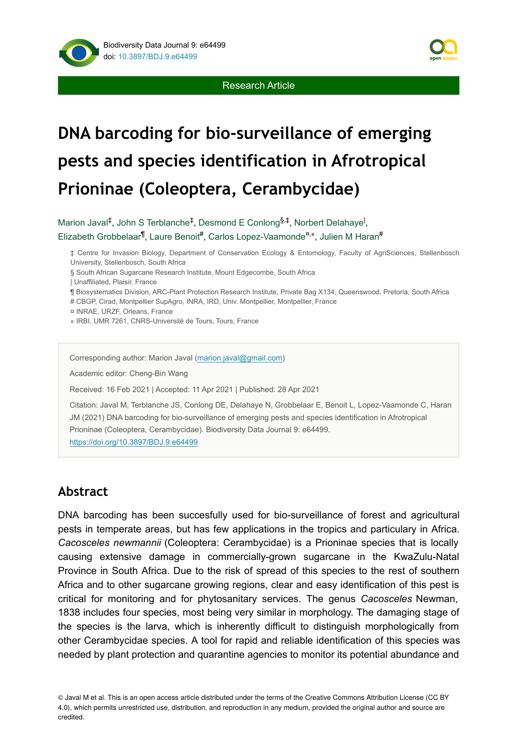Research Article

# DNA barcoding for bio-surveillance of emerging pests and species identification in Afrotropical Prioninae (Coleoptera, Cerambycidae)

Marion Javal[‡], John S Terblanche[‡], Desmond E Conlong[§,‡], Norbert Delahaye[|], Elizabeth Grobbelaar[¶], Laure Benoit[#], Carlos Lopez-Vaamonde[¤,«], Julien M Haran[#]

‡ Centre for Invasion Biology, Department of Conservation Ecology & Entomology, Faculty of AgriSciences, Stellenbosch University, Stellenbosch, South Africa

§ South African Sugarcane Research Institute, Mount Edgecombe, South Africa

| Unaffiliated, Plaisir, France

¶ Biosystematics Division, ARC-Plant Protection Research Institute, Private Bag X134, Queenswood, Pretoria, South Africa

# CBGP, Cirad, Montpellier SupAgro, INRA, IRD, Univ. Montpellier, Montpellier, France

¤ INRAE, URZF, Orleans, France

« IRBI, UMR 7261, CNRS-Université de Tours, Tours, France

Corresponding author: Marion Javal (marion.javal@gmail.com)

Academic editor: Cheng-Bin Wang

Received: 16 Feb 2021 | Accepted: 11 Apr 2021 | Published: 28 Apr 2021

Citation: Javal M, Terblanche JS, Conlong DE, Delahaye N, Grobbelaar E, Benoit L, Lopez-Vaamonde C, Haran JM (2021) DNA barcoding for bio-surveillance of emerging pests and species identification in Afrotropical Prioninae (Coleoptera, Cerambycidae). Biodiversity Data Journal 9: e64499. https://doi.org/10.3897/BDJ.9.e64499

## Abstract

DNA barcoding has been succesfully used for bio-surveillance of forest and agricultural pests in temperate areas, but has few applications in the tropics and particulary in Africa. *Cacosceles newmannii* (Coleoptera: Cerambycidae) is a Prioninae species that is locally causing extensive damage in commercially-grown sugarcane in the KwaZulu-Natal Province in South Africa. Due to the risk of spread of this species to the rest of southern Africa and to other sugarcane growing regions, clear and easy identification of this pest is critical for monitoring and for phytosanitary services. The genus *Cacosceles* Newman, 1838 includes four species, most being very similar in morphology. The damaging stage of the species is the larva, which is inherently difficult to distinguish morphologically from other Cerambycidae species. A tool for rapid and reliable identification of this species was needed by plant protection and quarantine agencies to monitor its potential abundance and

© Javal M et al. This is an open access article distributed under the terms of the Creative Commons Attribution License (CC BY 4.0), which permits unrestricted use, distribution, and reproduction in any medium, provided the original author and source are credited.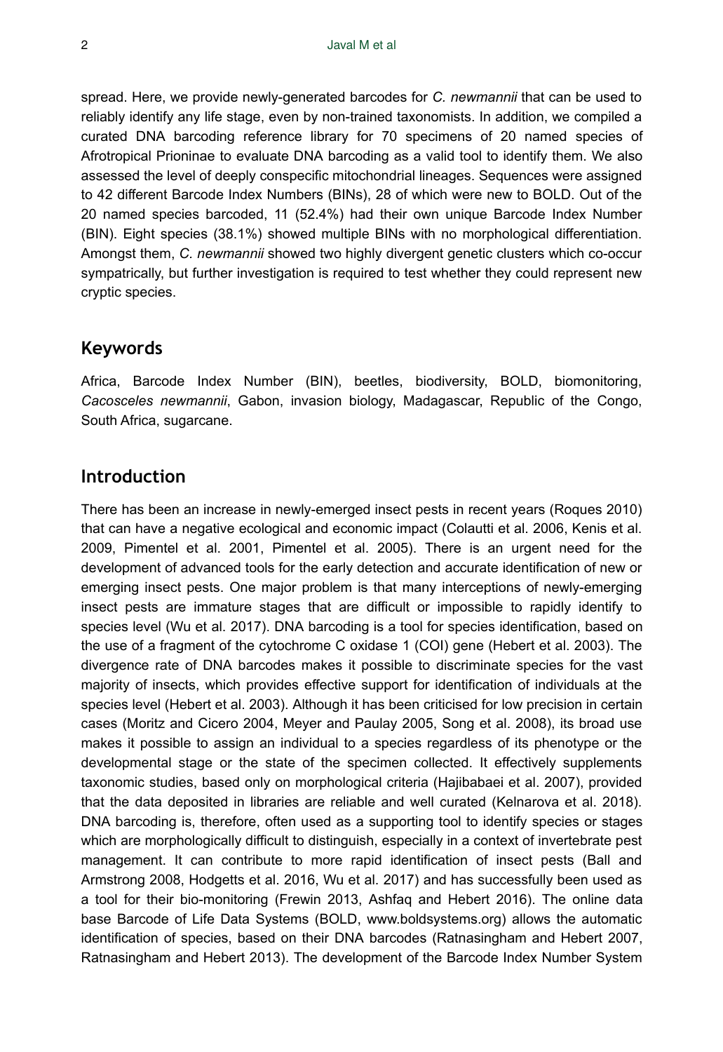spread. Here, we provide newly-generated barcodes for *C. newmannii* that can be used to reliably identify any life stage, even by non-trained taxonomists. In addition, we compiled a curated DNA barcoding reference library for 70 specimens of 20 named species of Afrotropical Prioninae to evaluate DNA barcoding as a valid tool to identify them. We also assessed the level of deeply conspecific mitochondrial lineages. Sequences were assigned to 42 different Barcode Index Numbers (BINs), 28 of which were new to BOLD. Out of the 20 named species barcoded, 11 (52.4%) had their own unique Barcode Index Number (BIN). Eight species (38.1%) showed multiple BINs with no morphological differentiation. Amongst them, *C. newmannii* showed two highly divergent genetic clusters which co-occur sympatrically, but further investigation is required to test whether they could represent new cryptic species.

## Keywords

Africa, Barcode Index Number (BIN), beetles, biodiversity, BOLD, biomonitoring, *Cacosceles newmannii*, Gabon, invasion biology, Madagascar, Republic of the Congo, South Africa, sugarcane.

## Introduction

There has been an increase in newly-emerged insect pests in recent years (Roques 2010) that can have a negative ecological and economic impact (Colautti et al. 2006, Kenis et al. 2009, Pimentel et al. 2001, Pimentel et al. 2005). There is an urgent need for the development of advanced tools for the early detection and accurate identification of new or emerging insect pests. One major problem is that many interceptions of newly-emerging insect pests are immature stages that are difficult or impossible to rapidly identify to species level (Wu et al. 2017). DNA barcoding is a tool for species identification, based on the use of a fragment of the cytochrome C oxidase 1 (COI) gene (Hebert et al. 2003). The divergence rate of DNA barcodes makes it possible to discriminate species for the vast majority of insects, which provides effective support for identification of individuals at the species level (Hebert et al. 2003). Although it has been criticised for low precision in certain cases (Moritz and Cicero 2004, Meyer and Paulay 2005, Song et al. 2008), its broad use makes it possible to assign an individual to a species regardless of its phenotype or the developmental stage or the state of the specimen collected. It effectively supplements taxonomic studies, based only on morphological criteria (Hajibabaei et al. 2007), provided that the data deposited in libraries are reliable and well curated (Kelnarova et al. 2018). DNA barcoding is, therefore, often used as a supporting tool to identify species or stages which are morphologically difficult to distinguish, especially in a context of invertebrate pest management. It can contribute to more rapid identification of insect pests (Ball and Armstrong 2008, Hodgetts et al. 2016, Wu et al. 2017) and has successfully been used as a tool for their bio-monitoring (Frewin 2013, Ashfaq and Hebert 2016). The online data base Barcode of Life Data Systems (BOLD, www.boldsystems.org) allows the automatic identification of species, based on their DNA barcodes (Ratnasingham and Hebert 2007, Ratnasingham and Hebert 2013). The development of the Barcode Index Number System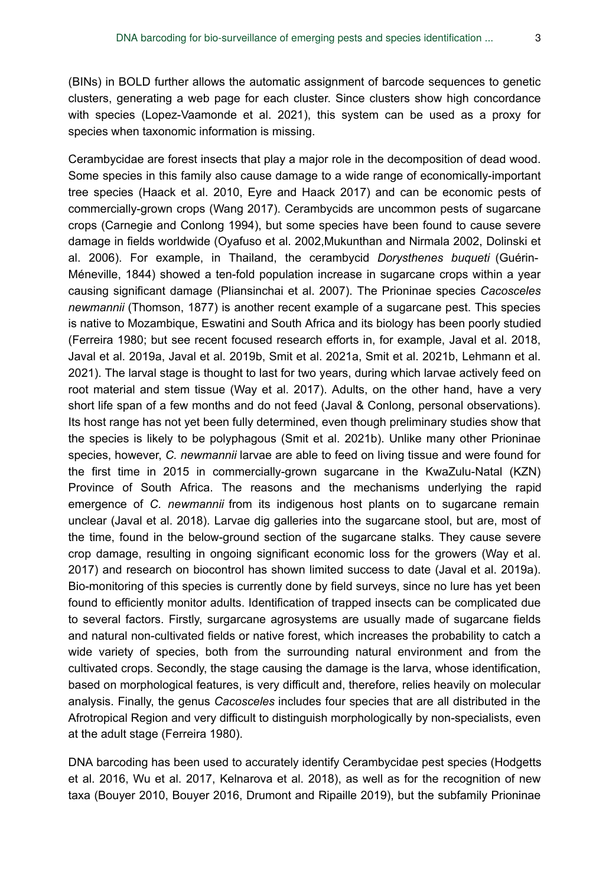(BINs) in BOLD further allows the automatic assignment of barcode sequences to genetic clusters, generating a web page for each cluster. Since clusters show high concordance with species (Lopez-Vaamonde et al. 2021), this system can be used as a proxy for species when taxonomic information is missing.

Cerambycidae are forest insects that play a major role in the decomposition of dead wood. Some species in this family also cause damage to a wide range of economically-important tree species (Haack et al. 2010, Eyre and Haack 2017) and can be economic pests of commercially-grown crops (Wang 2017). Cerambycids are uncommon pests of sugarcane crops (Carnegie and Conlong 1994), but some species have been found to cause severe damage in fields worldwide (Oyafuso et al. 2002,Mukunthan and Nirmala 2002, Dolinski et al. 2006). For example, in Thailand, the cerambycid *Dorysthenes buqueti* (Guérin-Méneville, 1844) showed a ten-fold population increase in sugarcane crops within a year causing significant damage (Pliansinchai et al. 2007). The Prioninae species *Cacosceles newmannii* (Thomson, 1877) is another recent example of a sugarcane pest. This species is native to Mozambique, Eswatini and South Africa and its biology has been poorly studied (Ferreira 1980; but see recent focused research efforts in, for example, Javal et al. 2018, Javal et al. 2019a, Javal et al. 2019b, Smit et al. 2021a, Smit et al. 2021b, Lehmann et al. 2021). The larval stage is thought to last for two years, during which larvae actively feed on root material and stem tissue (Way et al. 2017). Adults, on the other hand, have a very short life span of a few months and do not feed (Javal & Conlong, personal observations). Its host range has not yet been fully determined, even though preliminary studies show that the species is likely to be polyphagous (Smit et al. 2021b). Unlike many other Prioninae species, however, *C. newmannii* larvae are able to feed on living tissue and were found for the first time in 2015 in commercially-grown sugarcane in the KwaZulu-Natal (KZN) Province of South Africa. The reasons and the mechanisms underlying the rapid emergence of *C. newmannii* from its indigenous host plants on to sugarcane remain unclear (Javal et al. 2018). Larvae dig galleries into the sugarcane stool, but are, most of the time, found in the below-ground section of the sugarcane stalks. They cause severe crop damage, resulting in ongoing significant economic loss for the growers (Way et al. 2017) and research on biocontrol has shown limited success to date (Javal et al. 2019a). Bio-monitoring of this species is currently done by field surveys, since no lure has yet been found to efficiently monitor adults. Identification of trapped insects can be complicated due to several factors. Firstly, surgarcane agrosystems are usually made of sugarcane fields and natural non-cultivated fields or native forest, which increases the probability to catch a wide variety of species, both from the surrounding natural environment and from the cultivated crops. Secondly, the stage causing the damage is the larva, whose identification, based on morphological features, is very difficult and, therefore, relies heavily on molecular analysis. Finally, the genus *Cacosceles* includes four species that are all distributed in the Afrotropical Region and very difficult to distinguish morphologically by non-specialists, even at the adult stage (Ferreira 1980).

DNA barcoding has been used to accurately identify Cerambycidae pest species (Hodgetts et al. 2016, Wu et al. 2017, Kelnarova et al. 2018), as well as for the recognition of new taxa (Bouyer 2010, Bouyer 2016, Drumont and Ripaille 2019), but the subfamily Prioninae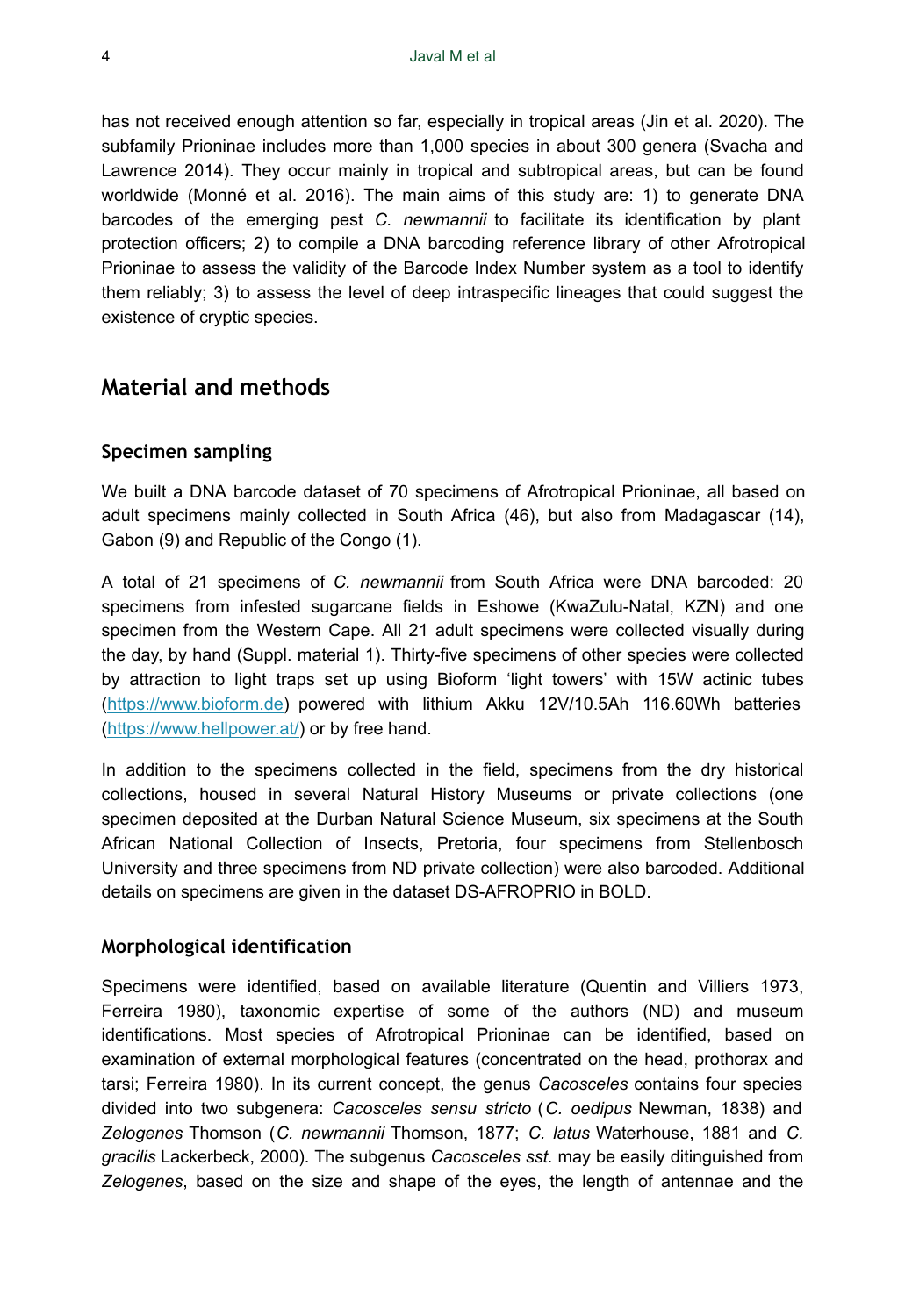has not received enough attention so far, especially in tropical areas (Jin et al. 2020). The subfamily Prioninae includes more than 1,000 species in about 300 genera (Svacha and Lawrence 2014). They occur mainly in tropical and subtropical areas, but can be found worldwide (Monné et al. 2016). The main aims of this study are: 1) to generate DNA barcodes of the emerging pest *C. newmannii* to facilitate its identification by plant protection officers; 2) to compile a DNA barcoding reference library of other Afrotropical Prioninae to assess the validity of the Barcode Index Number system as a tool to identify them reliably; 3) to assess the level of deep intraspecific lineages that could suggest the existence of cryptic species.

## Material and methods

### Specimen sampling

We built a DNA barcode dataset of 70 specimens of Afrotropical Prioninae, all based on adult specimens mainly collected in South Africa (46), but also from Madagascar (14), Gabon (9) and Republic of the Congo (1).

A total of 21 specimens of *C. newmannii* from South Africa were DNA barcoded: 20 specimens from infested sugarcane fields in Eshowe (KwaZulu-Natal, KZN) and one specimen from the Western Cape. All 21 adult specimens were collected visually during the day, by hand (Suppl. material 1). Thirty-five specimens of other species were collected by attraction to light traps set up using Bioform 'light towers' with 15W actinic tubes (https://www.bioform.de) powered with lithium Akku 12V/10.5Ah 116.60Wh batteries (https://www.hellpower.at/) or by free hand.

In addition to the specimens collected in the field, specimens from the dry historical collections, housed in several Natural History Museums or private collections (one specimen deposited at the Durban Natural Science Museum, six specimens at the South African National Collection of Insects, Pretoria, four specimens from Stellenbosch University and three specimens from ND private collection) were also barcoded. Additional details on specimens are given in the dataset DS-AFROPRIO in BOLD.

### Morphological identification

Specimens were identified, based on available literature (Quentin and Villiers 1973, Ferreira 1980), taxonomic expertise of some of the authors (ND) and museum identifications. Most species of Afrotropical Prioninae can be identified, based on examination of external morphological features (concentrated on the head, prothorax and tarsi; Ferreira 1980). In its current concept, the genus *Cacosceles* contains four species divided into two subgenera: *Cacosceles sensu stricto* (*C. oedipus* Newman, 1838) and *Zelogenes* Thomson (*C. newmannii* Thomson, 1877; *C. latus* Waterhouse, 1881 and *C. gracilis* Lackerbeck, 2000). The subgenus *Cacosceles sst*. may be easily ditinguished from *Zelogenes*, based on the size and shape of the eyes, the length of antennae and the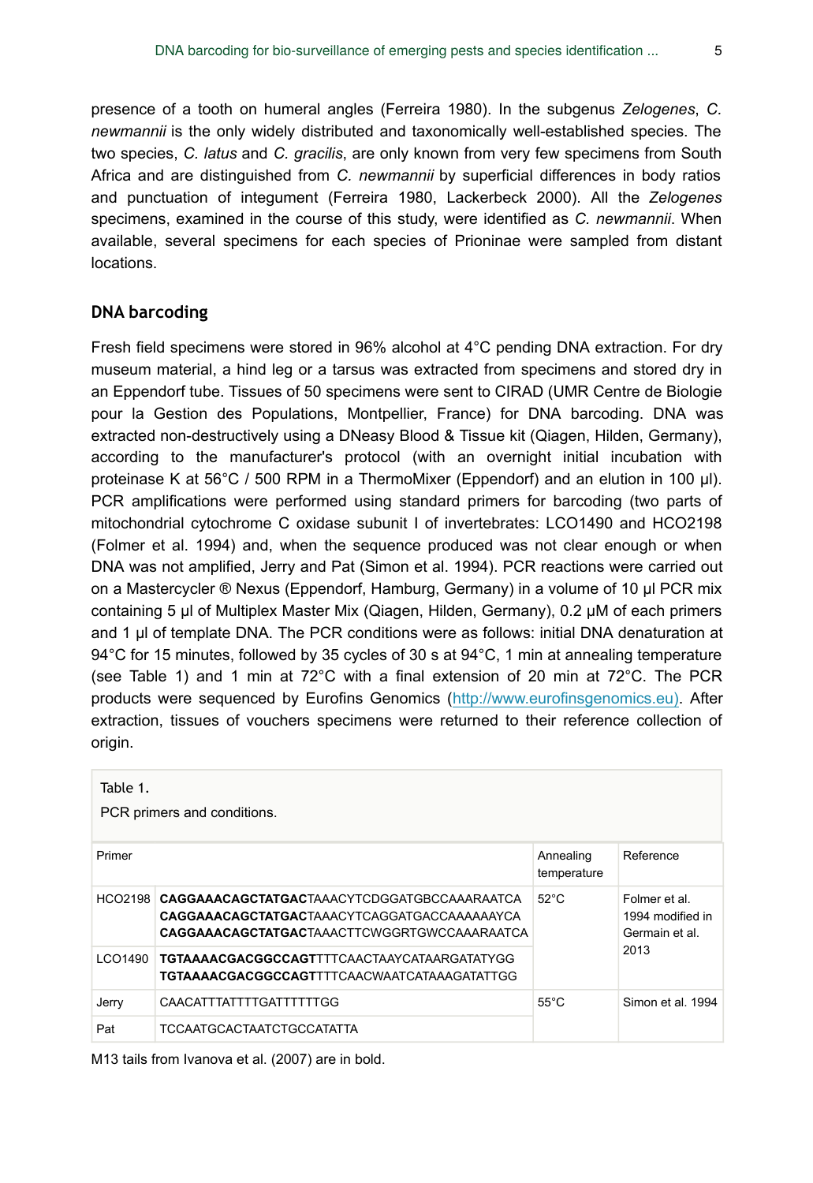presence of a tooth on humeral angles (Ferreira 1980). In the subgenus *Zelogenes*, *C. newmannii* is the only widely distributed and taxonomically well-established species. The two species, *C. latus* and *C. gracilis*, are only known from very few specimens from South Africa and are distinguished from *C. newmannii* by superficial differences in body ratios and punctuation of integument (Ferreira 1980, Lackerbeck 2000). All the *Zelogenes* specimens, examined in the course of this study, were identified as *C. newmannii*. When available, several specimens for each species of Prioninae were sampled from distant locations.

## DNA barcoding

Fresh field specimens were stored in 96% alcohol at 4°C pending DNA extraction. For dry museum material, a hind leg or a tarsus was extracted from specimens and stored dry in an Eppendorf tube. Tissues of 50 specimens were sent to CIRAD (UMR Centre de Biologie pour la Gestion des Populations, Montpellier, France) for DNA barcoding. DNA was extracted non-destructively using a DNeasy Blood & Tissue kit (Qiagen, Hilden, Germany), according to the manufacturer's protocol (with an overnight initial incubation with proteinase K at 56°C / 500 RPM in a ThermoMixer (Eppendorf) and an elution in 100 µl). PCR amplifications were performed using standard primers for barcoding (two parts of mitochondrial cytochrome C oxidase subunit I of invertebrates: LCO1490 and HCO2198 (Folmer et al. 1994) and, when the sequence produced was not clear enough or when DNA was not amplified, Jerry and Pat (Simon et al. 1994). PCR reactions were carried out on a Mastercycler ® Nexus (Eppendorf, Hamburg, Germany) in a volume of 10 µl PCR mix containing 5 µl of Multiplex Master Mix (Qiagen, Hilden, Germany), 0.2 µM of each primers and 1 µl of template DNA. The PCR conditions were as follows: initial DNA denaturation at 94°C for 15 minutes, followed by 35 cycles of 30 s at 94°C, 1 min at annealing temperature (see Table 1) and 1 min at 72°C with a final extension of 20 min at 72°C. The PCR products were sequenced by Eurofins Genomics (http://www.eurofinsgenomics.eu). After extraction, tissues of vouchers specimens were returned to their reference collection of origin.

Table 1.

PCR primers and conditions.

| Primer | | Annealing temperature | Reference |
|---|---|---|---|
| HCO2198 | **CAGGAAACAGCTATGAC**TAAACYTCDGGATGBCCAAARAATCA<br>**CAGGAAACAGCTATGAC**TAAACYTCAGGATGACCAAAAAAYCA<br>**CAGGAAACAGCTATGAC**TAAACTTCWGGRTGWCCAAARAATCA | 52°C | Folmer et al. 1994 modified in Germain et al. 2013 |
| LCO1490 | **TGTAAAACGACGGCCAGT**TTTCAACTAAYCATAARGATATYGG<br>**TGTAAAACGACGGCCAGT**TTTCAACWAATCATAAAGATATTGG | | |
| Jerry | CAACATTTATTTTGATTTTTTGG | 55°C | Simon et al. 1994 |
| Pat | TCCAATGCACTAATCTGCCATATTA | | |

M13 tails from Ivanova et al. (2007) are in bold.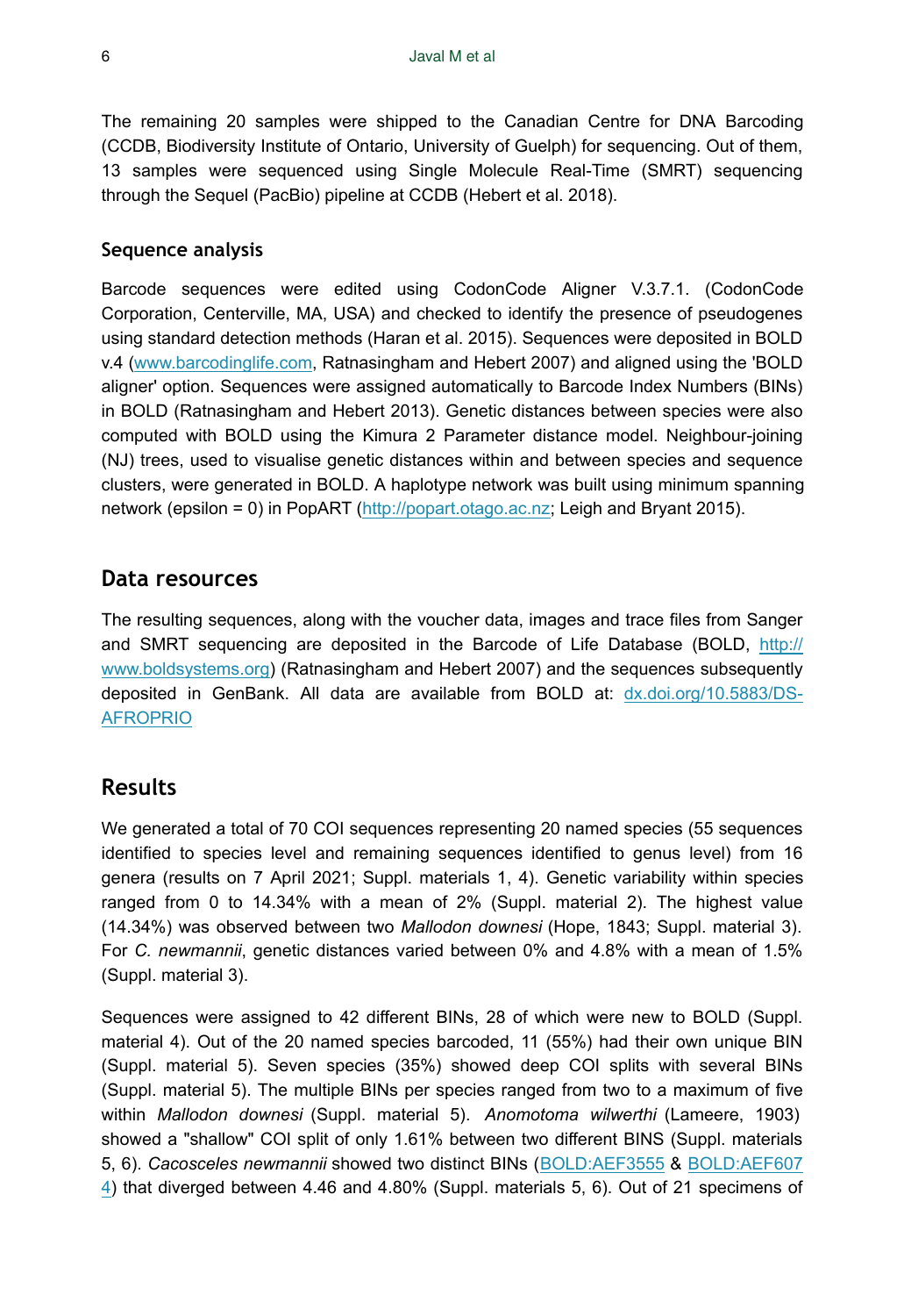The remaining 20 samples were shipped to the Canadian Centre for DNA Barcoding (CCDB, Biodiversity Institute of Ontario, University of Guelph) for sequencing. Out of them, 13 samples were sequenced using Single Molecule Real-Time (SMRT) sequencing through the Sequel (PacBio) pipeline at CCDB (Hebert et al. 2018).

### Sequence analysis

Barcode sequences were edited using CodonCode Aligner V.3.7.1. (CodonCode Corporation, Centerville, MA, USA) and checked to identify the presence of pseudogenes using standard detection methods (Haran et al. 2015). Sequences were deposited in BOLD v.4 ([www.barcodinglife.com](www.barcodinglife.com), Ratnasingham and Hebert 2007) and aligned using the 'BOLD aligner' option. Sequences were assigned automatically to Barcode Index Numbers (BINs) in BOLD (Ratnasingham and Hebert 2013). Genetic distances between species were also computed with BOLD using the Kimura 2 Parameter distance model. Neighbour-joining (NJ) trees, used to visualise genetic distances within and between species and sequence clusters, were generated in BOLD. A haplotype network was built using minimum spanning network (epsilon = 0) in PopART ([http://popart.otago.ac.nz](http://popart.otago.ac.nz); Leigh and Bryant 2015).

## Data resources

The resulting sequences, along with the voucher data, images and trace files from Sanger and SMRT sequencing are deposited in the Barcode of Life Database (BOLD, [http://www.boldsystems.org](http://www.boldsystems.org)) (Ratnasingham and Hebert 2007) and the sequences subsequently deposited in GenBank. All data are available from BOLD at: [dx.doi.org/10.5883/DS-AFROPRIO](dx.doi.org/10.5883/DS-AFROPRIO)

## Results

We generated a total of 70 COI sequences representing 20 named species (55 sequences identified to species level and remaining sequences identified to genus level) from 16 genera (results on 7 April 2021; Suppl. materials 1, 4). Genetic variability within species ranged from 0 to 14.34% with a mean of 2% (Suppl. material 2). The highest value (14.34%) was observed between two *Mallodon downesi* (Hope, 1843; Suppl. material 3). For *C. newmannii*, genetic distances varied between 0% and 4.8% with a mean of 1.5% (Suppl. material 3).

Sequences were assigned to 42 different BINs, 28 of which were new to BOLD (Suppl. material 4). Out of the 20 named species barcoded, 11 (55%) had their own unique BIN (Suppl. material 5). Seven species (35%) showed deep COI splits with several BINs (Suppl. material 5). The multiple BINs per species ranged from two to a maximum of five within *Mallodon downesi* (Suppl. material 5). *Anomotoma wilwerthi* (Lameere, 1903) showed a "shallow" COI split of only 1.61% between two different BINS (Suppl. materials 5, 6). *Cacosceles newmannii* showed two distinct BINs (BOLD:AEF3555 & BOLD:AEF6074) that diverged between 4.46 and 4.80% (Suppl. materials 5, 6). Out of 21 specimens of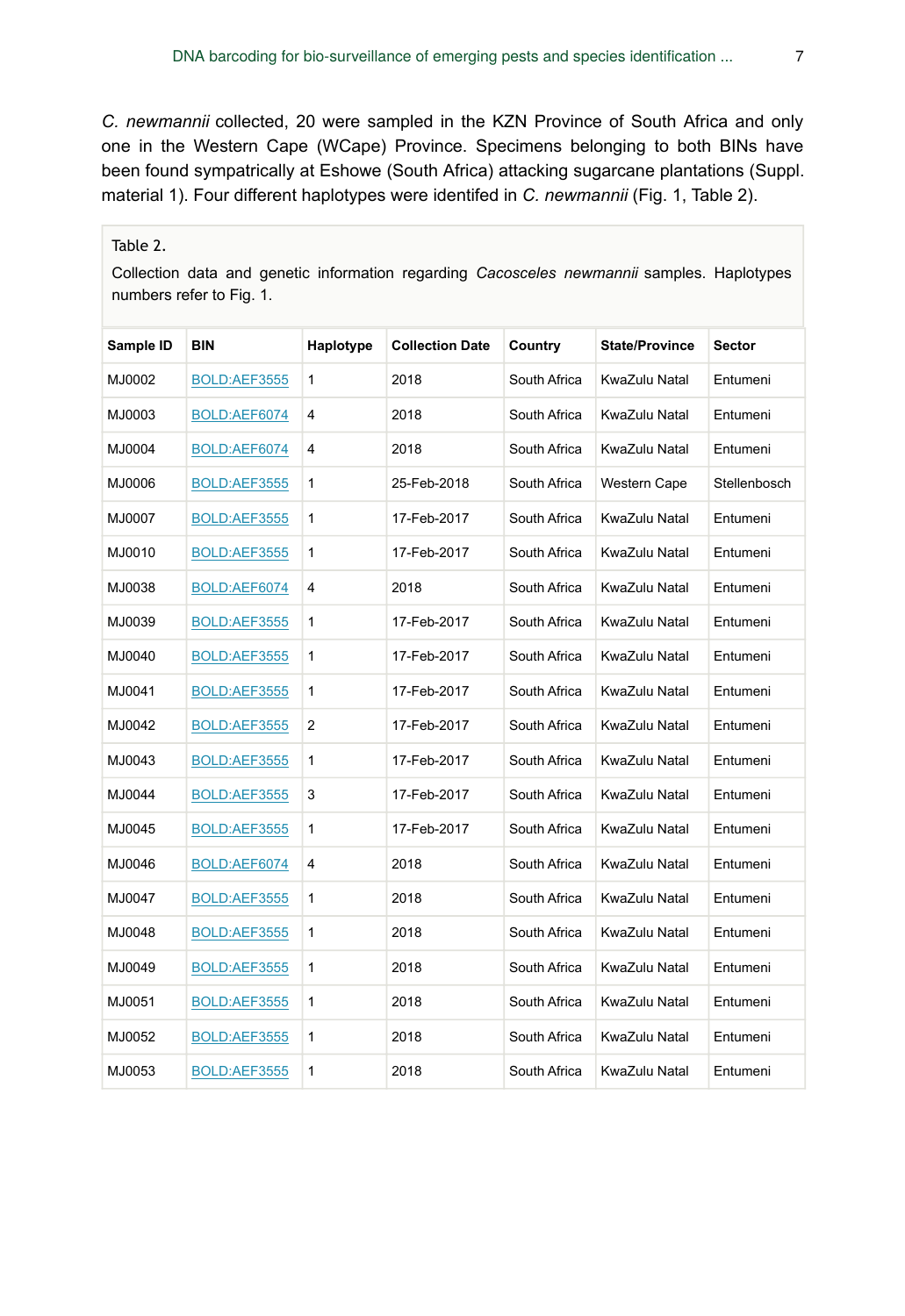*C. newmannii* collected, 20 were sampled in the KZN Province of South Africa and only one in the Western Cape (WCape) Province. Specimens belonging to both BINs have been found sympatrically at Eshowe (South Africa) attacking sugarcane plantations (Suppl. material 1). Four different haplotypes were identifed in *C. newmannii* (Fig. 1, Table 2).

Table 2.

Collection data and genetic information regarding *Cacosceles newmannii* samples. Haplotypes numbers refer to Fig. 1.

| Sample ID | BIN | Haplotype | Collection Date | Country | State/Province | Sector |
|---|---|---|---|---|---|---|
| MJ0002 | BOLD:AEF3555 | 1 | 2018 | South Africa | KwaZulu Natal | Entumeni |
| MJ0003 | BOLD:AEF6074 | 4 | 2018 | South Africa | KwaZulu Natal | Entumeni |
| MJ0004 | BOLD:AEF6074 | 4 | 2018 | South Africa | KwaZulu Natal | Entumeni |
| MJ0006 | BOLD:AEF3555 | 1 | 25-Feb-2018 | South Africa | Western Cape | Stellenbosch |
| MJ0007 | BOLD:AEF3555 | 1 | 17-Feb-2017 | South Africa | KwaZulu Natal | Entumeni |
| MJ0010 | BOLD:AEF3555 | 1 | 17-Feb-2017 | South Africa | KwaZulu Natal | Entumeni |
| MJ0038 | BOLD:AEF6074 | 4 | 2018 | South Africa | KwaZulu Natal | Entumeni |
| MJ0039 | BOLD:AEF3555 | 1 | 17-Feb-2017 | South Africa | KwaZulu Natal | Entumeni |
| MJ0040 | BOLD:AEF3555 | 1 | 17-Feb-2017 | South Africa | KwaZulu Natal | Entumeni |
| MJ0041 | BOLD:AEF3555 | 1 | 17-Feb-2017 | South Africa | KwaZulu Natal | Entumeni |
| MJ0042 | BOLD:AEF3555 | 2 | 17-Feb-2017 | South Africa | KwaZulu Natal | Entumeni |
| MJ0043 | BOLD:AEF3555 | 1 | 17-Feb-2017 | South Africa | KwaZulu Natal | Entumeni |
| MJ0044 | BOLD:AEF3555 | 3 | 17-Feb-2017 | South Africa | KwaZulu Natal | Entumeni |
| MJ0045 | BOLD:AEF3555 | 1 | 17-Feb-2017 | South Africa | KwaZulu Natal | Entumeni |
| MJ0046 | BOLD:AEF6074 | 4 | 2018 | South Africa | KwaZulu Natal | Entumeni |
| MJ0047 | BOLD:AEF3555 | 1 | 2018 | South Africa | KwaZulu Natal | Entumeni |
| MJ0048 | BOLD:AEF3555 | 1 | 2018 | South Africa | KwaZulu Natal | Entumeni |
| MJ0049 | BOLD:AEF3555 | 1 | 2018 | South Africa | KwaZulu Natal | Entumeni |
| MJ0051 | BOLD:AEF3555 | 1 | 2018 | South Africa | KwaZulu Natal | Entumeni |
| MJ0052 | BOLD:AEF3555 | 1 | 2018 | South Africa | KwaZulu Natal | Entumeni |
| MJ0053 | BOLD:AEF3555 | 1 | 2018 | South Africa | KwaZulu Natal | Entumeni |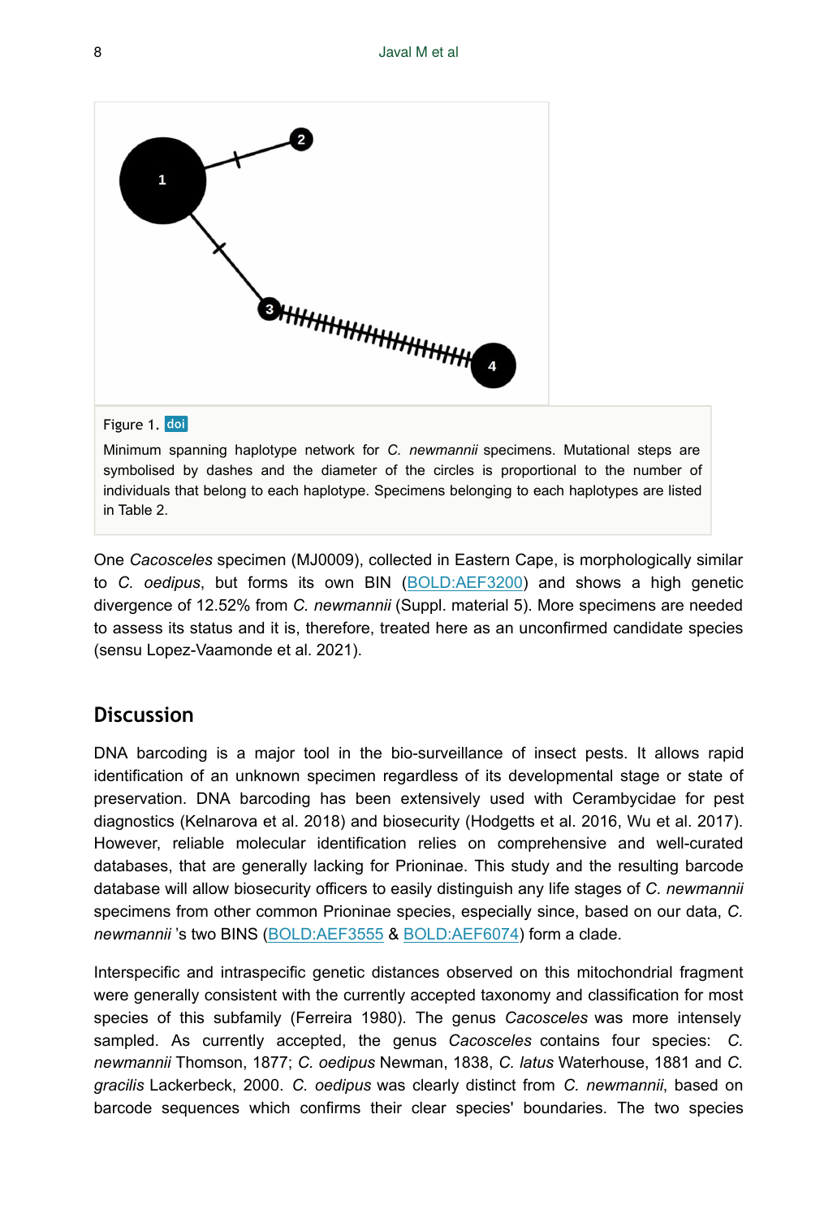Figure 1. doi

Minimum spanning haplotype network for *C. newmannii* specimens. Mutational steps are symbolised by dashes and the diameter of the circles is proportional to the number of individuals that belong to each haplotype. Specimens belonging to each haplotypes are listed in Table 2.

One *Cacosceles* specimen (MJ0009), collected in Eastern Cape, is morphologically similar to *C. oedipus*, but forms its own BIN (BOLD:AEF3200) and shows a high genetic divergence of 12.52% from *C. newmannii* (Suppl. material 5). More specimens are needed to assess its status and it is, therefore, treated here as an unconfirmed candidate species (sensu Lopez-Vaamonde et al. 2021).

## Discussion

DNA barcoding is a major tool in the bio-surveillance of insect pests. It allows rapid identification of an unknown specimen regardless of its developmental stage or state of preservation. DNA barcoding has been extensively used with Cerambycidae for pest diagnostics (Kelnarova et al. 2018) and biosecurity (Hodgetts et al. 2016, Wu et al. 2017). However, reliable molecular identification relies on comprehensive and well-curated databases, that are generally lacking for Prioninae. This study and the resulting barcode database will allow biosecurity officers to easily distinguish any life stages of *C. newmannii* specimens from other common Prioninae species, especially since, based on our data, *C. newmannii* 's two BINS (BOLD:AEF3555 & BOLD:AEF6074) form a clade.

Interspecific and intraspecific genetic distances observed on this mitochondrial fragment were generally consistent with the currently accepted taxonomy and classification for most species of this subfamily (Ferreira 1980). The genus *Cacosceles* was more intensely sampled. As currently accepted, the genus *Cacosceles* contains four species: *C. newmannii* Thomson, 1877; *C. oedipus* Newman, 1838, *C. latus* Waterhouse, 1881 and *C. gracilis* Lackerbeck, 2000. *C. oedipus* was clearly distinct from *C. newmannii*, based on barcode sequences which confirms their clear species' boundaries. The two species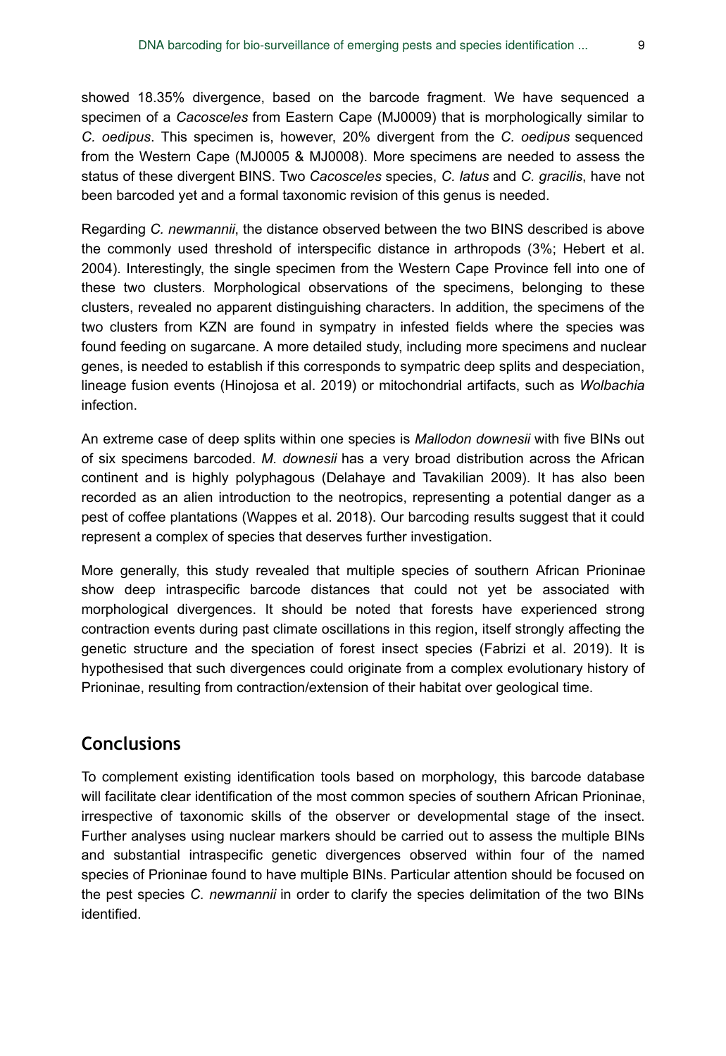showed 18.35% divergence, based on the barcode fragment. We have sequenced a specimen of a *Cacosceles* from Eastern Cape (MJ0009) that is morphologically similar to *C. oedipus*. This specimen is, however, 20% divergent from the *C. oedipus* sequenced from the Western Cape (MJ0005 & MJ0008). More specimens are needed to assess the status of these divergent BINS. Two *Cacosceles* species, *C. latus* and *C. gracilis*, have not been barcoded yet and a formal taxonomic revision of this genus is needed.

Regarding *C. newmannii*, the distance observed between the two BINS described is above the commonly used threshold of interspecific distance in arthropods (3%; Hebert et al. 2004). Interestingly, the single specimen from the Western Cape Province fell into one of these two clusters. Morphological observations of the specimens, belonging to these clusters, revealed no apparent distinguishing characters. In addition, the specimens of the two clusters from KZN are found in sympatry in infested fields where the species was found feeding on sugarcane. A more detailed study, including more specimens and nuclear genes, is needed to establish if this corresponds to sympatric deep splits and despeciation, lineage fusion events (Hinojosa et al. 2019) or mitochondrial artifacts, such as *Wolbachia* infection.

An extreme case of deep splits within one species is *Mallodon downesii* with five BINs out of six specimens barcoded. *M. downesii* has a very broad distribution across the African continent and is highly polyphagous (Delahaye and Tavakilian 2009). It has also been recorded as an alien introduction to the neotropics, representing a potential danger as a pest of coffee plantations (Wappes et al. 2018). Our barcoding results suggest that it could represent a complex of species that deserves further investigation.

More generally, this study revealed that multiple species of southern African Prioninae show deep intraspecific barcode distances that could not yet be associated with morphological divergences. It should be noted that forests have experienced strong contraction events during past climate oscillations in this region, itself strongly affecting the genetic structure and the speciation of forest insect species (Fabrizi et al. 2019). It is hypothesised that such divergences could originate from a complex evolutionary history of Prioninae, resulting from contraction/extension of their habitat over geological time.

## Conclusions

To complement existing identification tools based on morphology, this barcode database will facilitate clear identification of the most common species of southern African Prioninae, irrespective of taxonomic skills of the observer or developmental stage of the insect. Further analyses using nuclear markers should be carried out to assess the multiple BINs and substantial intraspecific genetic divergences observed within four of the named species of Prioninae found to have multiple BINs. Particular attention should be focused on the pest species *C. newmannii* in order to clarify the species delimitation of the two BINs identified.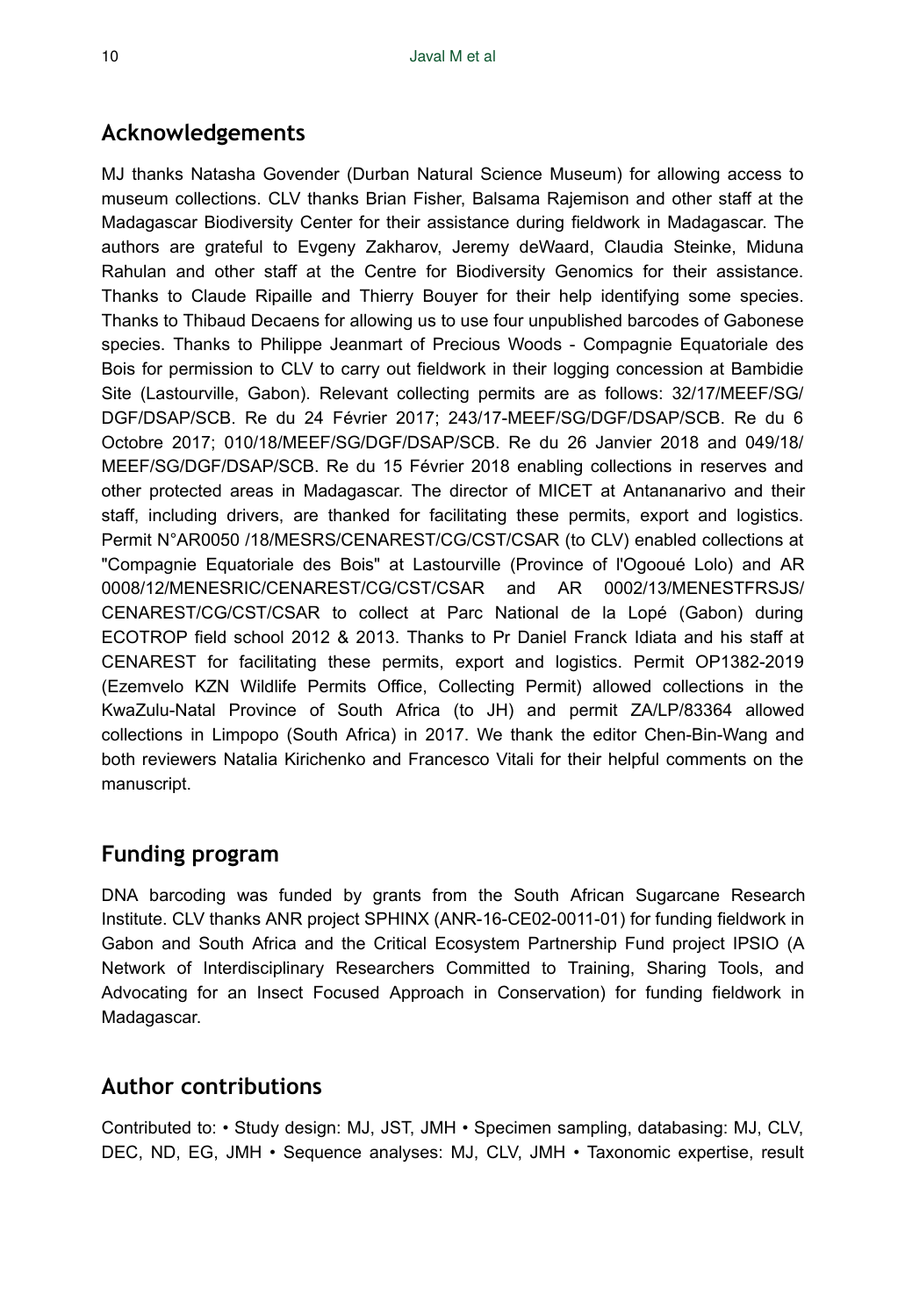## Acknowledgements

MJ thanks Natasha Govender (Durban Natural Science Museum) for allowing access to museum collections. CLV thanks Brian Fisher, Balsama Rajemison and other staff at the Madagascar Biodiversity Center for their assistance during fieldwork in Madagascar. The authors are grateful to Evgeny Zakharov, Jeremy deWaard, Claudia Steinke, Miduna Rahulan and other staff at the Centre for Biodiversity Genomics for their assistance. Thanks to Claude Ripaille and Thierry Bouyer for their help identifying some species. Thanks to Thibaud Decaens for allowing us to use four unpublished barcodes of Gabonese species. Thanks to Philippe Jeanmart of Precious Woods - Compagnie Equatoriale des Bois for permission to CLV to carry out fieldwork in their logging concession at Bambidie Site (Lastourville, Gabon). Relevant collecting permits are as follows: 32/17/MEEF/SG/DGF/DSAP/SCB. Re du 24 Février 2017; 243/17-MEEF/SG/DGF/DSAP/SCB. Re du 6 Octobre 2017; 010/18/MEEF/SG/DGF/DSAP/SCB. Re du 26 Janvier 2018 and 049/18/MEEF/SG/DGF/DSAP/SCB. Re du 15 Février 2018 enabling collections in reserves and other protected areas in Madagascar. The director of MICET at Antananarivo and their staff, including drivers, are thanked for facilitating these permits, export and logistics. Permit N°AR0050 /18/MESRS/CENAREST/CG/CST/CSAR (to CLV) enabled collections at "Compagnie Equatoriale des Bois" at Lastourville (Province of l'Ogooué Lolo) and AR 0008/12/MENESRIC/CENAREST/CG/CST/CSAR and AR 0002/13/MENESTFRSJS/CENAREST/CG/CST/CSAR to collect at Parc National de la Lopé (Gabon) during ECOTROP field school 2012 & 2013. Thanks to Pr Daniel Franck Idiata and his staff at CENAREST for facilitating these permits, export and logistics. Permit OP1382-2019 (Ezemvelo KZN Wildlife Permits Office, Collecting Permit) allowed collections in the KwaZulu-Natal Province of South Africa (to JH) and permit ZA/LP/83364 allowed collections in Limpopo (South Africa) in 2017. We thank the editor Chen-Bin-Wang and both reviewers Natalia Kirichenko and Francesco Vitali for their helpful comments on the manuscript.

## Funding program

DNA barcoding was funded by grants from the South African Sugarcane Research Institute. CLV thanks ANR project SPHINX (ANR-16-CE02-0011-01) for funding fieldwork in Gabon and South Africa and the Critical Ecosystem Partnership Fund project IPSIO (A Network of Interdisciplinary Researchers Committed to Training, Sharing Tools, and Advocating for an Insect Focused Approach in Conservation) for funding fieldwork in Madagascar.

## Author contributions

Contributed to: • Study design: MJ, JST, JMH • Specimen sampling, databasing: MJ, CLV, DEC, ND, EG, JMH • Sequence analyses: MJ, CLV, JMH • Taxonomic expertise, result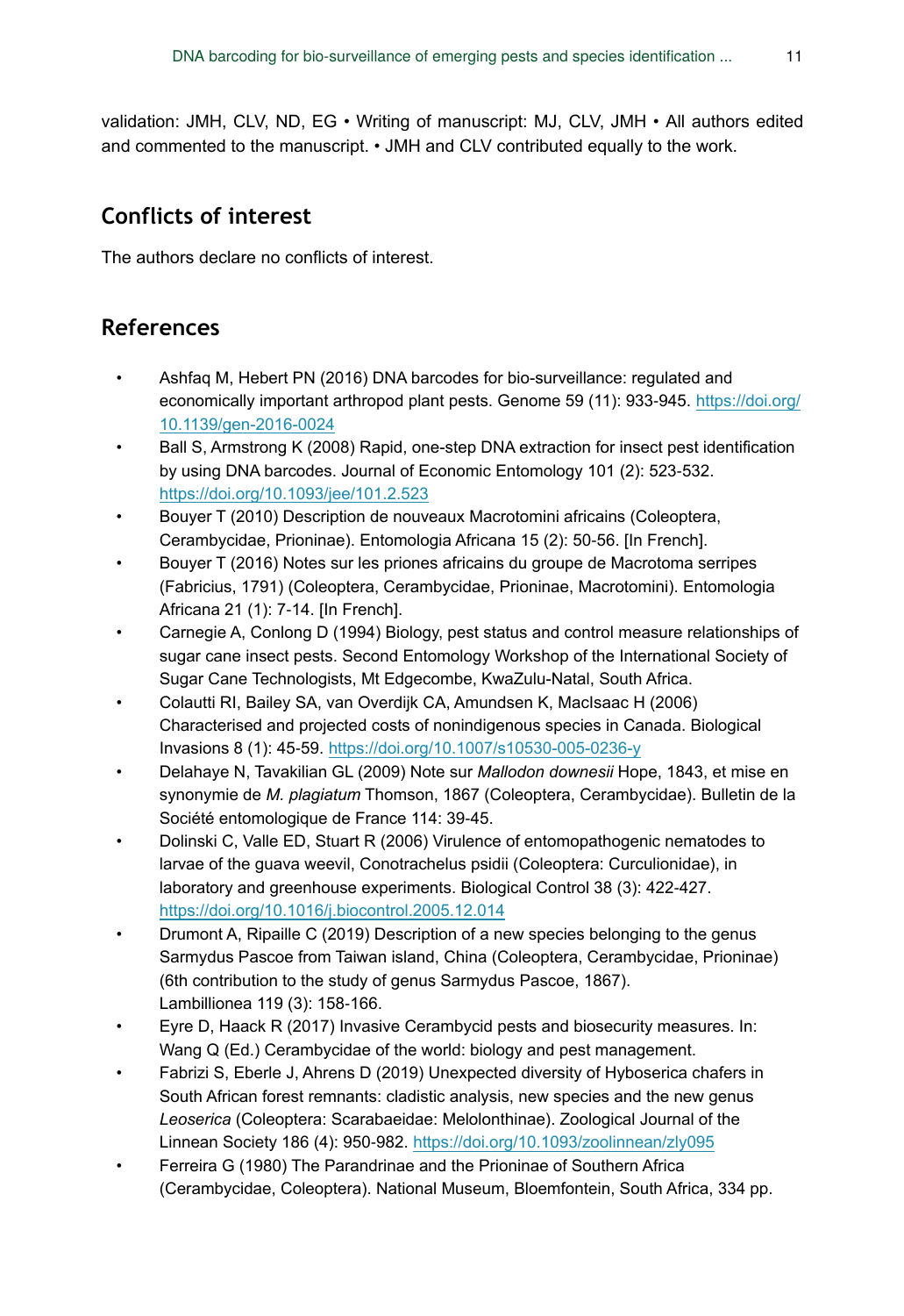validation: JMH, CLV, ND, EG • Writing of manuscript: MJ, CLV, JMH • All authors edited and commented to the manuscript. • JMH and CLV contributed equally to the work.

## Conflicts of interest

The authors declare no conflicts of interest.

## References

- Ashfaq M, Hebert PN (2016) DNA barcodes for bio-surveillance: regulated and economically important arthropod plant pests. Genome 59 (11): 933-945. https://doi.org/10.1139/gen-2016-0024
- Ball S, Armstrong K (2008) Rapid, one-step DNA extraction for insect pest identification by using DNA barcodes. Journal of Economic Entomology 101 (2): 523-532. https://doi.org/10.1093/jee/101.2.523
- Bouyer T (2010) Description de nouveaux Macrotomini africains (Coleoptera, Cerambycidae, Prioninae). Entomologia Africana 15 (2): 50-56. [In French].
- Bouyer T (2016) Notes sur les priones africains du groupe de Macrotoma serripes (Fabricius, 1791) (Coleoptera, Cerambycidae, Prioninae, Macrotomini). Entomologia Africana 21 (1): 7-14. [In French].
- Carnegie A, Conlong D (1994) Biology, pest status and control measure relationships of sugar cane insect pests. Second Entomology Workshop of the International Society of Sugar Cane Technologists, Mt Edgecombe, KwaZulu-Natal, South Africa.
- Colautti RI, Bailey SA, van Overdijk CA, Amundsen K, MacIsaac H (2006) Characterised and projected costs of nonindigenous species in Canada. Biological Invasions 8 (1): 45-59. https://doi.org/10.1007/s10530-005-0236-y
- Delahaye N, Tavakilian GL (2009) Note sur *Mallodon downesii* Hope, 1843, et mise en synonymie de *M. plagiatum* Thomson, 1867 (Coleoptera, Cerambycidae). Bulletin de la Société entomologique de France 114: 39-45.
- Dolinski C, Valle ED, Stuart R (2006) Virulence of entomopathogenic nematodes to larvae of the guava weevil, Conotrachelus psidii (Coleoptera: Curculionidae), in laboratory and greenhouse experiments. Biological Control 38 (3): 422-427. https://doi.org/10.1016/j.biocontrol.2005.12.014
- Drumont A, Ripaille C (2019) Description of a new species belonging to the genus Sarmydus Pascoe from Taiwan island, China (Coleoptera, Cerambycidae, Prioninae) (6th contribution to the study of genus Sarmydus Pascoe, 1867). Lambillionea 119 (3): 158-166.
- Eyre D, Haack R (2017) Invasive Cerambycid pests and biosecurity measures. In: Wang Q (Ed.) Cerambycidae of the world: biology and pest management.
- Fabrizi S, Eberle J, Ahrens D (2019) Unexpected diversity of Hyboserica chafers in South African forest remnants: cladistic analysis, new species and the new genus *Leoserica* (Coleoptera: Scarabaeidae: Melolonthinae). Zoological Journal of the Linnean Society 186 (4): 950-982. https://doi.org/10.1093/zoolinnean/zly095
- Ferreira G (1980) The Parandrinae and the Prioninae of Southern Africa (Cerambycidae, Coleoptera). National Museum, Bloemfontein, South Africa, 334 pp.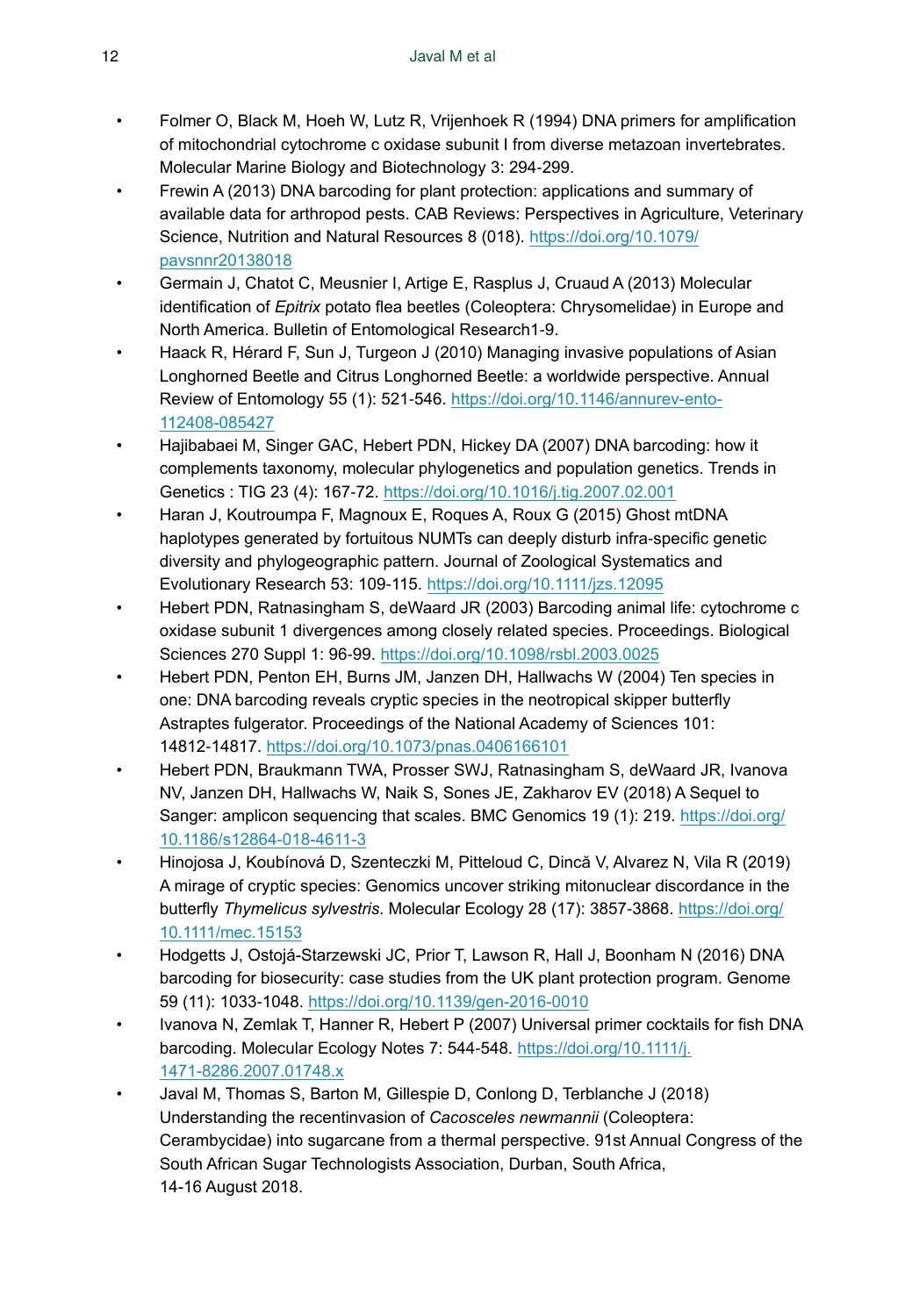- Folmer O, Black M, Hoeh W, Lutz R, Vrijenhoek R (1994) DNA primers for amplification of mitochondrial cytochrome c oxidase subunit I from diverse metazoan invertebrates. Molecular Marine Biology and Biotechnology 3: 294-299.
- Frewin A (2013) DNA barcoding for plant protection: applications and summary of available data for arthropod pests. CAB Reviews: Perspectives in Agriculture, Veterinary Science, Nutrition and Natural Resources 8 (018). https://doi.org/10.1079/pavsnnr20138018
- Germain J, Chatot C, Meusnier I, Artige E, Rasplus J, Cruaud A (2013) Molecular identification of *Epitrix* potato flea beetles (Coleoptera: Chrysomelidae) in Europe and North America. Bulletin of Entomological Research1-9.
- Haack R, Hérard F, Sun J, Turgeon J (2010) Managing invasive populations of Asian Longhorned Beetle and Citrus Longhorned Beetle: a worldwide perspective. Annual Review of Entomology 55 (1): 521-546. https://doi.org/10.1146/annurev-ento-112408-085427
- Hajibabaei M, Singer GAC, Hebert PDN, Hickey DA (2007) DNA barcoding: how it complements taxonomy, molecular phylogenetics and population genetics. Trends in Genetics : TIG 23 (4): 167-72. https://doi.org/10.1016/j.tig.2007.02.001
- Haran J, Koutroumpa F, Magnoux E, Roques A, Roux G (2015) Ghost mtDNA haplotypes generated by fortuitous NUMTs can deeply disturb infra-specific genetic diversity and phylogeographic pattern. Journal of Zoological Systematics and Evolutionary Research 53: 109-115. https://doi.org/10.1111/jzs.12095
- Hebert PDN, Ratnasingham S, deWaard JR (2003) Barcoding animal life: cytochrome c oxidase subunit 1 divergences among closely related species. Proceedings. Biological Sciences 270 Suppl 1: 96-99. https://doi.org/10.1098/rsbl.2003.0025
- Hebert PDN, Penton EH, Burns JM, Janzen DH, Hallwachs W (2004) Ten species in one: DNA barcoding reveals cryptic species in the neotropical skipper butterfly Astraptes fulgerator. Proceedings of the National Academy of Sciences 101: 14812-14817. https://doi.org/10.1073/pnas.0406166101
- Hebert PDN, Braukmann TWA, Prosser SWJ, Ratnasingham S, deWaard JR, Ivanova NV, Janzen DH, Hallwachs W, Naik S, Sones JE, Zakharov EV (2018) A Sequel to Sanger: amplicon sequencing that scales. BMC Genomics 19 (1): 219. https://doi.org/10.1186/s12864-018-4611-3
- Hinojosa J, Koubínová D, Szenteczki M, Pitteloud C, Dincă V, Alvarez N, Vila R (2019) A mirage of cryptic species: Genomics uncover striking mitonuclear discordance in the butterfly *Thymelicus sylvestris*. Molecular Ecology 28 (17): 3857-3868. https://doi.org/10.1111/mec.15153
- Hodgetts J, Ostojá-Starzewski JC, Prior T, Lawson R, Hall J, Boonham N (2016) DNA barcoding for biosecurity: case studies from the UK plant protection program. Genome 59 (11): 1033-1048. https://doi.org/10.1139/gen-2016-0010
- Ivanova N, Zemlak T, Hanner R, Hebert P (2007) Universal primer cocktails for fish DNA barcoding. Molecular Ecology Notes 7: 544-548. https://doi.org/10.1111/j.1471-8286.2007.01748.x
- Javal M, Thomas S, Barton M, Gillespie D, Conlong D, Terblanche J (2018) Understanding the recentinvasion of *Cacosceles newmannii* (Coleoptera: Cerambycidae) into sugarcane from a thermal perspective. 91st Annual Congress of the South African Sugar Technologists Association, Durban, South Africa, 14-16 August 2018.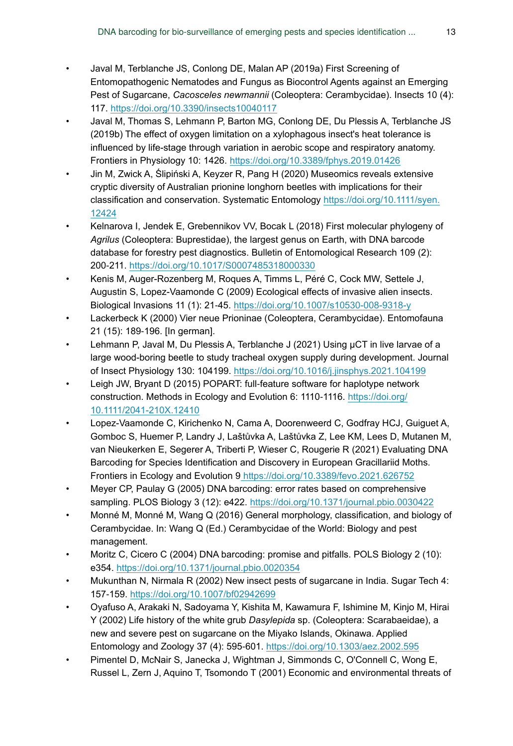- Javal M, Terblanche JS, Conlong DE, Malan AP (2019a) First Screening of Entomopathogenic Nematodes and Fungus as Biocontrol Agents against an Emerging Pest of Sugarcane, *Cacosceles newmannii* (Coleoptera: Cerambycidae). Insects 10 (4): 117. https://doi.org/10.3390/insects10040117
- Javal M, Thomas S, Lehmann P, Barton MG, Conlong DE, Du Plessis A, Terblanche JS (2019b) The effect of oxygen limitation on a xylophagous insect's heat tolerance is influenced by life-stage through variation in aerobic scope and respiratory anatomy. Frontiers in Physiology 10: 1426. https://doi.org/10.3389/fphys.2019.01426
- Jin M, Zwick A, Ślipiński A, Keyzer R, Pang H (2020) Museomics reveals extensive cryptic diversity of Australian prionine longhorn beetles with implications for their classification and conservation. Systematic Entomology https://doi.org/10.1111/syen.12424
- Kelnarova I, Jendek E, Grebennikov VV, Bocak L (2018) First molecular phylogeny of *Agrilus* (Coleoptera: Buprestidae), the largest genus on Earth, with DNA barcode database for forestry pest diagnostics. Bulletin of Entomological Research 109 (2): 200-211. https://doi.org/10.1017/S0007485318000330
- Kenis M, Auger-Rozenberg M, Roques A, Timms L, Péré C, Cock MW, Settele J, Augustin S, Lopez-Vaamonde C (2009) Ecological effects of invasive alien insects. Biological Invasions 11 (1): 21-45. https://doi.org/10.1007/s10530-008-9318-y
- Lackerbeck K (2000) Vier neue Prioninae (Coleoptera, Cerambycidae). Entomofauna 21 (15): 189-196. [In german].
- Lehmann P, Javal M, Du Plessis A, Terblanche J (2021) Using µCT in live larvae of a large wood-boring beetle to study tracheal oxygen supply during development. Journal of Insect Physiology 130: 104199. https://doi.org/10.1016/j.jinsphys.2021.104199
- Leigh JW, Bryant D (2015) POPART: full-feature software for haplotype network construction. Methods in Ecology and Evolution 6: 1110-1116. https://doi.org/10.1111/2041-210X.12410
- Lopez-Vaamonde C, Kirichenko N, Cama A, Doorenweerd C, Godfray HCJ, Guiguet A, Gomboc S, Huemer P, Landry J, Laštůvka A, Laštůvka Z, Lee KM, Lees D, Mutanen M, van Nieukerken E, Segerer A, Triberti P, Wieser C, Rougerie R (2021) Evaluating DNA Barcoding for Species Identification and Discovery in European Gracillariid Moths. Frontiers in Ecology and Evolution 9 https://doi.org/10.3389/fevo.2021.626752
- Meyer CP, Paulay G (2005) DNA barcoding: error rates based on comprehensive sampling. PLOS Biology 3 (12): e422. https://doi.org/10.1371/journal.pbio.0030422
- Monné M, Monné M, Wang Q (2016) General morphology, classification, and biology of Cerambycidae. In: Wang Q (Ed.) Cerambycidae of the World: Biology and pest management.
- Moritz C, Cicero C (2004) DNA barcoding: promise and pitfalls. POLS Biology 2 (10): e354. https://doi.org/10.1371/journal.pbio.0020354
- Mukunthan N, Nirmala R (2002) New insect pests of sugarcane in India. Sugar Tech 4: 157-159. https://doi.org/10.1007/bf02942699
- Oyafuso A, Arakaki N, Sadoyama Y, Kishita M, Kawamura F, Ishimine M, Kinjo M, Hirai Y (2002) Life history of the white grub *Dasylepida* sp. (Coleoptera: Scarabaeidae), a new and severe pest on sugarcane on the Miyako Islands, Okinawa. Applied Entomology and Zoology 37 (4): 595-601. https://doi.org/10.1303/aez.2002.595
- Pimentel D, McNair S, Janecka J, Wightman J, Simmonds C, O'Connell C, Wong E, Russel L, Zern J, Aquino T, Tsomondo T (2001) Economic and environmental threats of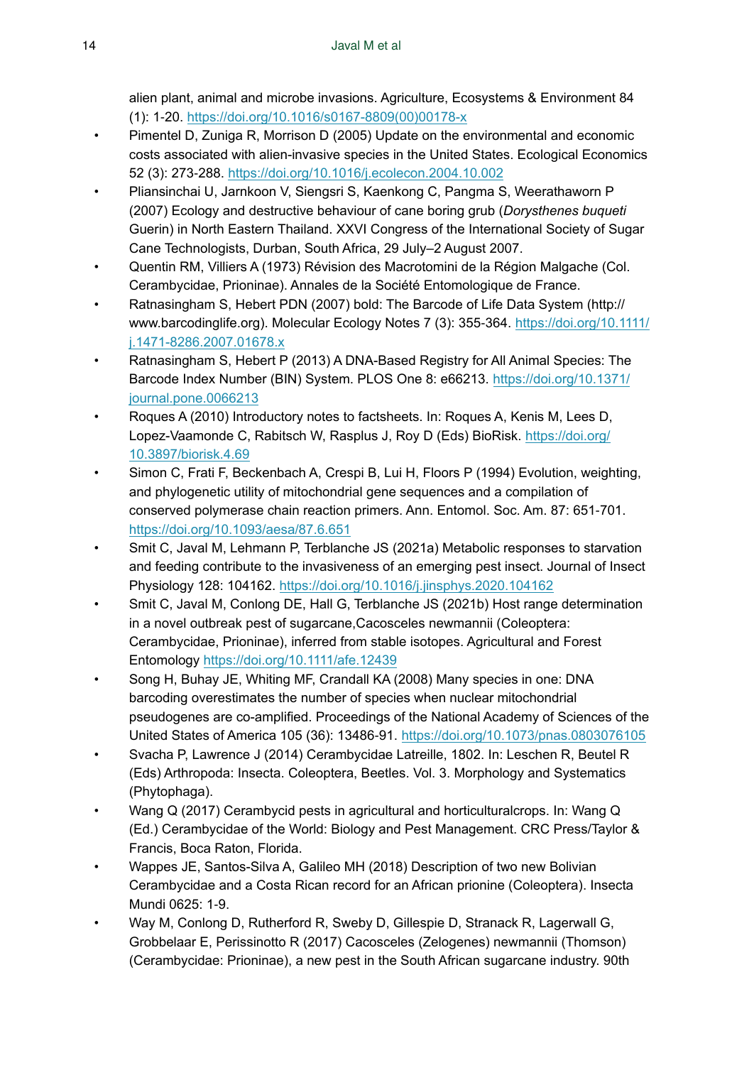alien plant, animal and microbe invasions. Agriculture, Ecosystems & Environment 84 (1): 1-20. https://doi.org/10.1016/s0167-8809(00)00178-x

- Pimentel D, Zuniga R, Morrison D (2005) Update on the environmental and economic costs associated with alien-invasive species in the United States. Ecological Economics 52 (3): 273-288. https://doi.org/10.1016/j.ecolecon.2004.10.002
- Pliansinchai U, Jarnkoon V, Siengsri S, Kaenkong C, Pangma S, Weerathaworn P (2007) Ecology and destructive behaviour of cane boring grub (*Dorysthenes buqueti* Guerin) in North Eastern Thailand. XXVI Congress of the International Society of Sugar Cane Technologists, Durban, South Africa, 29 July–2 August 2007.
- Quentin RM, Villiers A (1973) Révision des Macrotomini de la Région Malgache (Col. Cerambycidae, Prioninae). Annales de la Société Entomologique de France.
- Ratnasingham S, Hebert PDN (2007) bold: The Barcode of Life Data System (http://www.barcodinglife.org). Molecular Ecology Notes 7 (3): 355-364. https://doi.org/10.1111/j.1471-8286.2007.01678.x
- Ratnasingham S, Hebert P (2013) A DNA-Based Registry for All Animal Species: The Barcode Index Number (BIN) System. PLOS One 8: e66213. https://doi.org/10.1371/journal.pone.0066213
- Roques A (2010) Introductory notes to factsheets. In: Roques A, Kenis M, Lees D, Lopez-Vaamonde C, Rabitsch W, Rasplus J, Roy D (Eds) BioRisk. https://doi.org/10.3897/biorisk.4.69
- Simon C, Frati F, Beckenbach A, Crespi B, Lui H, Floors P (1994) Evolution, weighting, and phylogenetic utility of mitochondrial gene sequences and a compilation of conserved polymerase chain reaction primers. Ann. Entomol. Soc. Am. 87: 651-701. https://doi.org/10.1093/aesa/87.6.651
- Smit C, Javal M, Lehmann P, Terblanche JS (2021a) Metabolic responses to starvation and feeding contribute to the invasiveness of an emerging pest insect. Journal of Insect Physiology 128: 104162. https://doi.org/10.1016/j.jinsphys.2020.104162
- Smit C, Javal M, Conlong DE, Hall G, Terblanche JS (2021b) Host range determination in a novel outbreak pest of sugarcane,Cacosceles newmannii (Coleoptera: Cerambycidae, Prioninae), inferred from stable isotopes. Agricultural and Forest Entomology https://doi.org/10.1111/afe.12439
- Song H, Buhay JE, Whiting MF, Crandall KA (2008) Many species in one: DNA barcoding overestimates the number of species when nuclear mitochondrial pseudogenes are co-amplified. Proceedings of the National Academy of Sciences of the United States of America 105 (36): 13486-91. https://doi.org/10.1073/pnas.0803076105
- Svacha P, Lawrence J (2014) Cerambycidae Latreille, 1802. In: Leschen R, Beutel R (Eds) Arthropoda: Insecta. Coleoptera, Beetles. Vol. 3. Morphology and Systematics (Phytophaga).
- Wang Q (2017) Cerambycid pests in agricultural and horticulturalcrops. In: Wang Q (Ed.) Cerambycidae of the World: Biology and Pest Management. CRC Press/Taylor & Francis, Boca Raton, Florida.
- Wappes JE, Santos-Silva A, Galileo MH (2018) Description of two new Bolivian Cerambycidae and a Costa Rican record for an African prionine (Coleoptera). Insecta Mundi 0625: 1-9.
- Way M, Conlong D, Rutherford R, Sweby D, Gillespie D, Stranack R, Lagerwall G, Grobbelaar E, Perissinotto R (2017) Cacosceles (Zelogenes) newmannii (Thomson) (Cerambycidae: Prioninae), a new pest in the South African sugarcane industry. 90th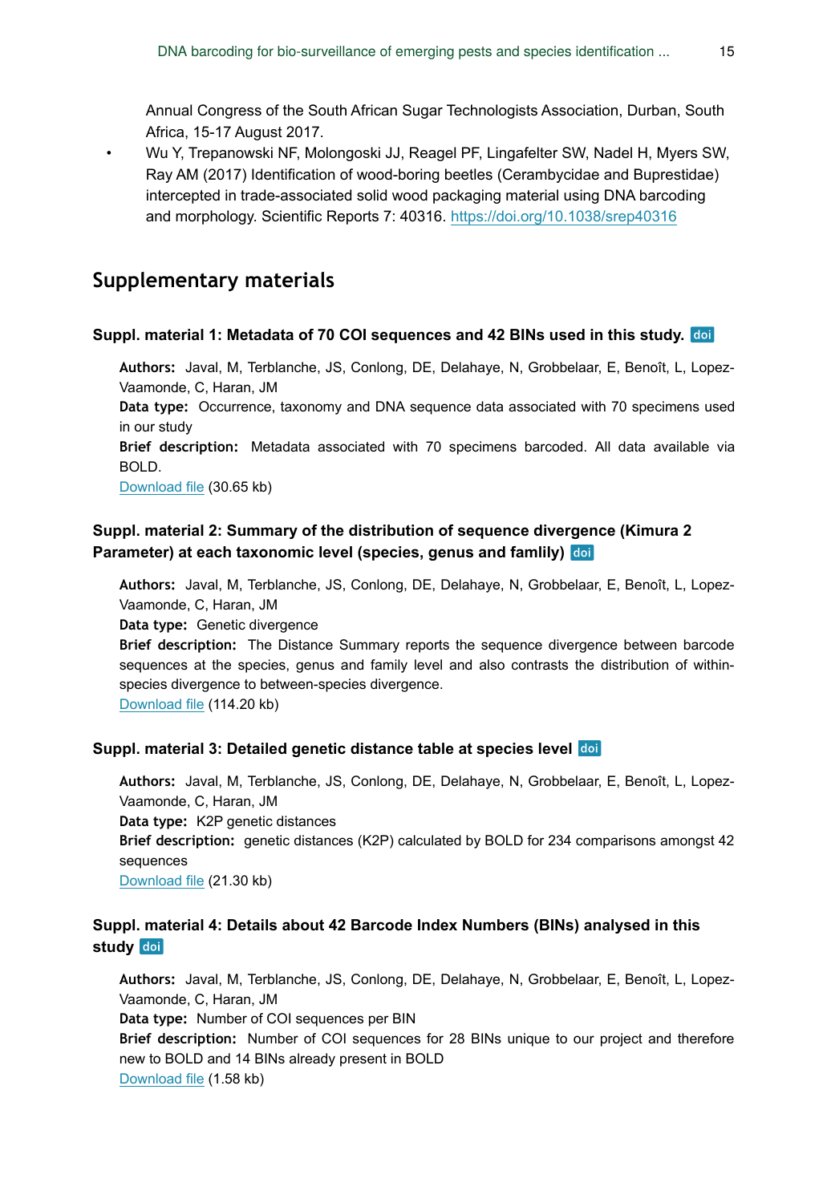Annual Congress of the South African Sugar Technologists Association, Durban, South Africa, 15-17 August 2017.

- Wu Y, Trepanowski NF, Molongoski JJ, Reagel PF, Lingafelter SW, Nadel H, Myers SW, Ray AM (2017) Identification of wood-boring beetles (Cerambycidae and Buprestidae) intercepted in trade-associated solid wood packaging material using DNA barcoding and morphology. Scientific Reports 7: 40316. https://doi.org/10.1038/srep40316

## Supplementary materials

### Suppl. material 1: Metadata of 70 COI sequences and 42 BINs used in this study. doi

**Authors:** Javal, M, Terblanche, JS, Conlong, DE, Delahaye, N, Grobbelaar, E, Benoît, L, Lopez-Vaamonde, C, Haran, JM
**Data type:** Occurrence, taxonomy and DNA sequence data associated with 70 specimens used in our study
**Brief description:** Metadata associated with 70 specimens barcoded. All data available via BOLD.
Download file (30.65 kb)

### Suppl. material 2: Summary of the distribution of sequence divergence (Kimura 2 Parameter) at each taxonomic level (species, genus and famlily) doi

**Authors:** Javal, M, Terblanche, JS, Conlong, DE, Delahaye, N, Grobbelaar, E, Benoît, L, Lopez-Vaamonde, C, Haran, JM
**Data type:** Genetic divergence
**Brief description:** The Distance Summary reports the sequence divergence between barcode sequences at the species, genus and family level and also contrasts the distribution of within-species divergence to between-species divergence.
Download file (114.20 kb)

### Suppl. material 3: Detailed genetic distance table at species level doi

**Authors:** Javal, M, Terblanche, JS, Conlong, DE, Delahaye, N, Grobbelaar, E, Benoît, L, Lopez-Vaamonde, C, Haran, JM
**Data type:** K2P genetic distances
**Brief description:** genetic distances (K2P) calculated by BOLD for 234 comparisons amongst 42 sequences
Download file (21.30 kb)

### Suppl. material 4: Details about 42 Barcode Index Numbers (BINs) analysed in this study doi

**Authors:** Javal, M, Terblanche, JS, Conlong, DE, Delahaye, N, Grobbelaar, E, Benoît, L, Lopez-Vaamonde, C, Haran, JM
**Data type:** Number of COI sequences per BIN
**Brief description:** Number of COI sequences for 28 BINs unique to our project and therefore new to BOLD and 14 BINs already present in BOLD
Download file (1.58 kb)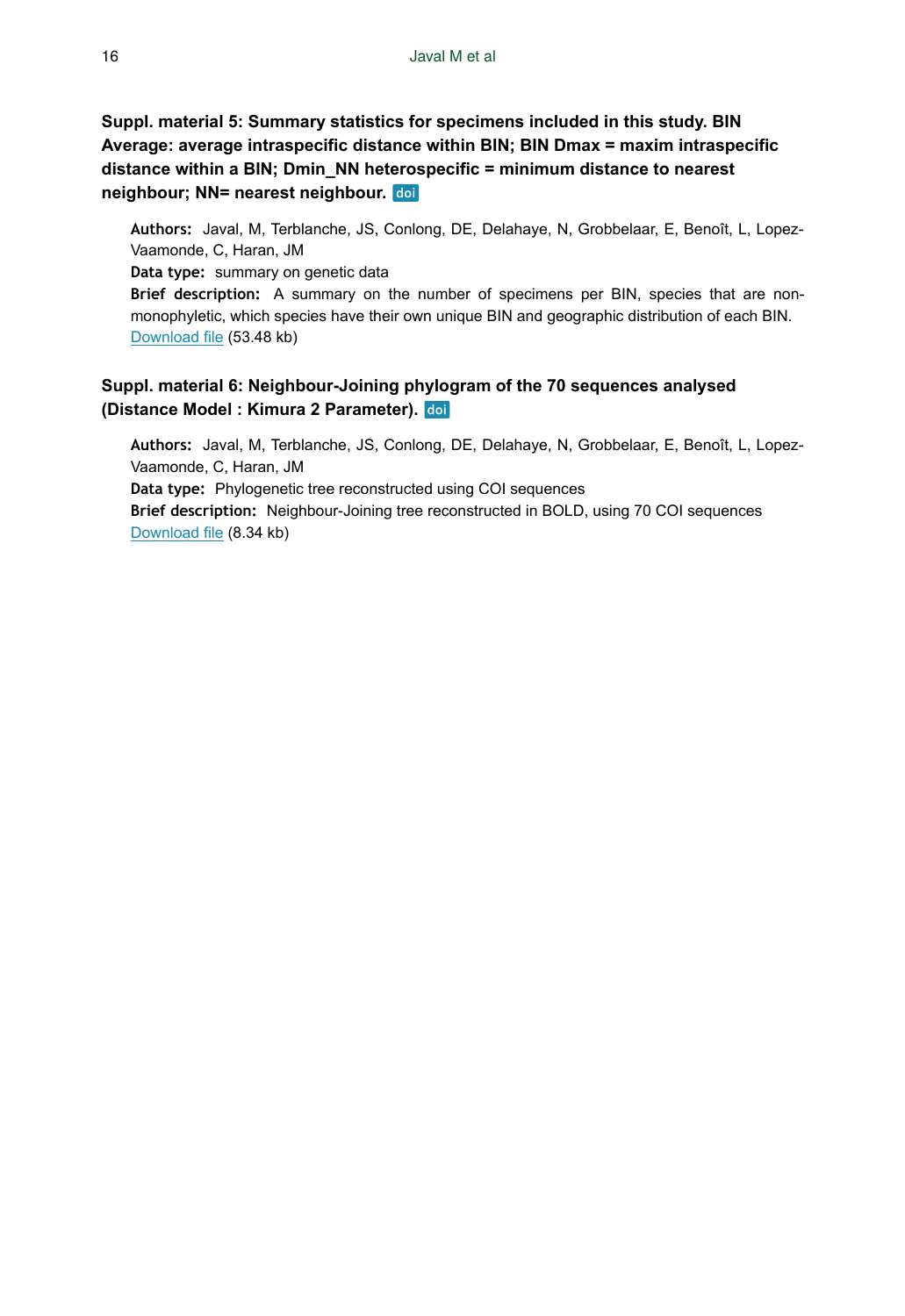### Suppl. material 5: Summary statistics for specimens included in this study. BIN Average: average intraspecific distance within BIN; BIN Dmax = maxim intraspecific distance within a BIN; Dmin_NN heterospecific = minimum distance to nearest neighbour; NN= nearest neighbour. doi

**Authors:** Javal, M, Terblanche, JS, Conlong, DE, Delahaye, N, Grobbelaar, E, Benoît, L, Lopez-Vaamonde, C, Haran, JM

**Data type:** summary on genetic data

**Brief description:** A summary on the number of specimens per BIN, species that are non-monophyletic, which species have their own unique BIN and geographic distribution of each BIN.

Download file (53.48 kb)

### Suppl. material 6: Neighbour-Joining phylogram of the 70 sequences analysed (Distance Model : Kimura 2 Parameter). doi

**Authors:** Javal, M, Terblanche, JS, Conlong, DE, Delahaye, N, Grobbelaar, E, Benoît, L, Lopez-Vaamonde, C, Haran, JM

**Data type:** Phylogenetic tree reconstructed using COI sequences

**Brief description:** Neighbour-Joining tree reconstructed in BOLD, using 70 COI sequences

Download file (8.34 kb)